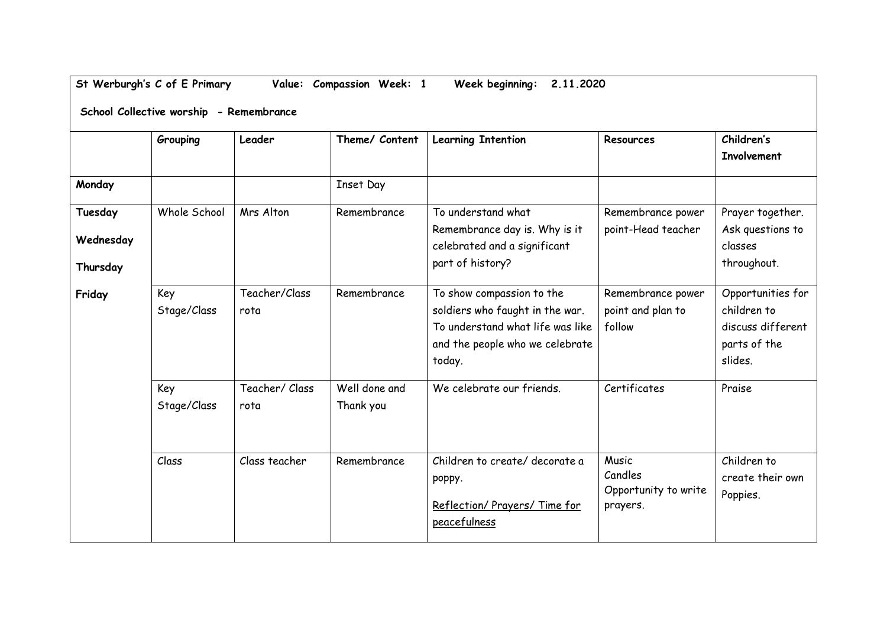**St Werburgh's C of E Primary Value: Compassion Week: 1 Week beginning: 2.11.2020**

**School Collective worship - Remembrance**

| | Grouping | Leader | Theme/ Content | Learning Intention | Resources | Children's Involvement |
|---|---|---|---|---|---|---|
| **Monday** | | | Inset Day | | | |
| **Tuesday** | Whole School | Mrs Alton | Remembrance | To understand what Remembrance day is. Why is it celebrated and a significant part of history? | Remembrance power point-Head teacher | Prayer together. Ask questions to classes throughout. |
| **Wednesday** | Key Stage/Class | Teacher/Class rota | Remembrance | To show compassion to the soldiers who faught in the war. To understand what life was like and the people who we celebrate today. | Remembrance power point and plan to follow | Opportunities for children to discuss different parts of the slides. |
| **Thursday** | Key Stage/Class | Teacher/ Class rota | Well done and Thank you | We celebrate our friends. | Certificates | Praise |
| **Friday** | Class | Class teacher | Remembrance | Children to create/ decorate a poppy. <u>Reflection/ Prayers/ Time for peacefulness</u> | Music Candles Opportunity to write prayers. | Children to create their own Poppies. |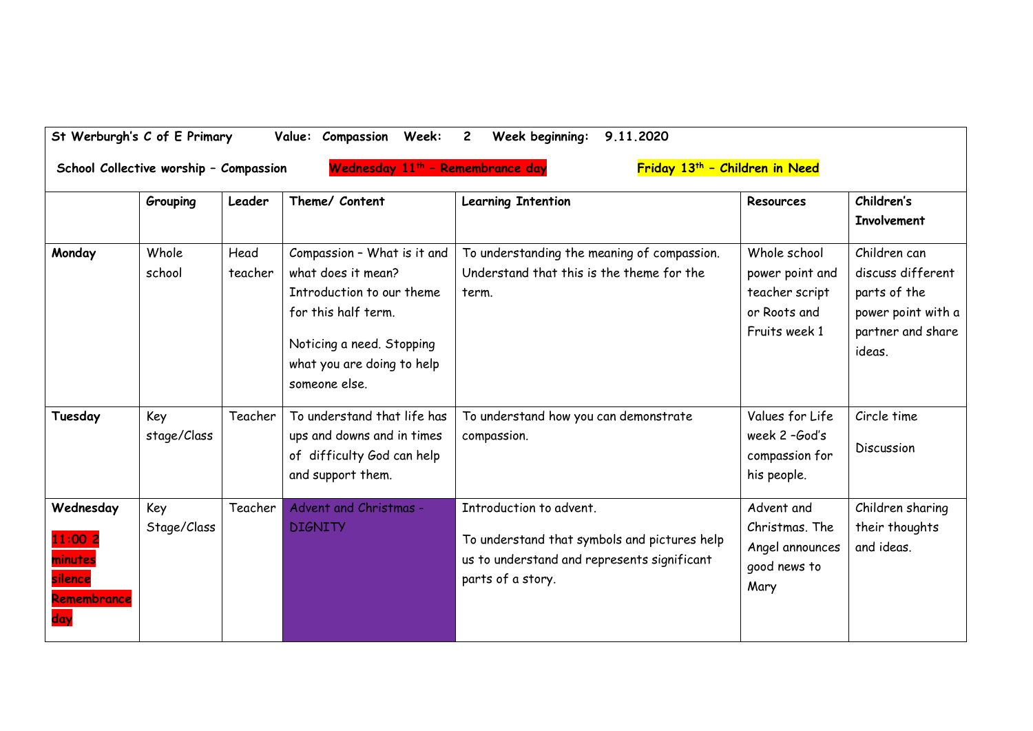**St Werburgh's C of E Primary** **Value: Compassion** **Week: 2** **Week beginning: 9.11.2020**

**School Collective worship – Compassion** **Wednesday 11th – Remembrance day** **Friday 13th – Children in Need**

| | Grouping | Leader | Theme/ Content | Learning Intention | Resources | Children's Involvement |
|---|---|---|---|---|---|---|
| **Monday** | Whole school | Head teacher | Compassion – What is it and what does it mean? Introduction to our theme for this half term.<br><br>Noticing a need. Stopping what you are doing to help someone else. | To understanding the meaning of compassion. Understand that this is the theme for the term. | Whole school power point and teacher script or Roots and Fruits week 1 | Children can discuss different parts of the power point with a partner and share ideas. |
| **Tuesday** | Key stage/Class | Teacher | To understand that life has ups and downs and in times of difficulty God can help and support them. | To understand how you can demonstrate compassion. | Values for Life week 2 –God's compassion for his people. | Circle time<br><br>Discussion |
| **Wednesday**<br>11:00 2 minutes silence Remembrance day | Key Stage/Class | Teacher | Advent and Christmas - DIGNITY | Introduction to advent.<br><br>To understand that symbols and pictures help us to understand and represents significant parts of a story. | Advent and Christmas. The Angel announces good news to Mary | Children sharing their thoughts and ideas. |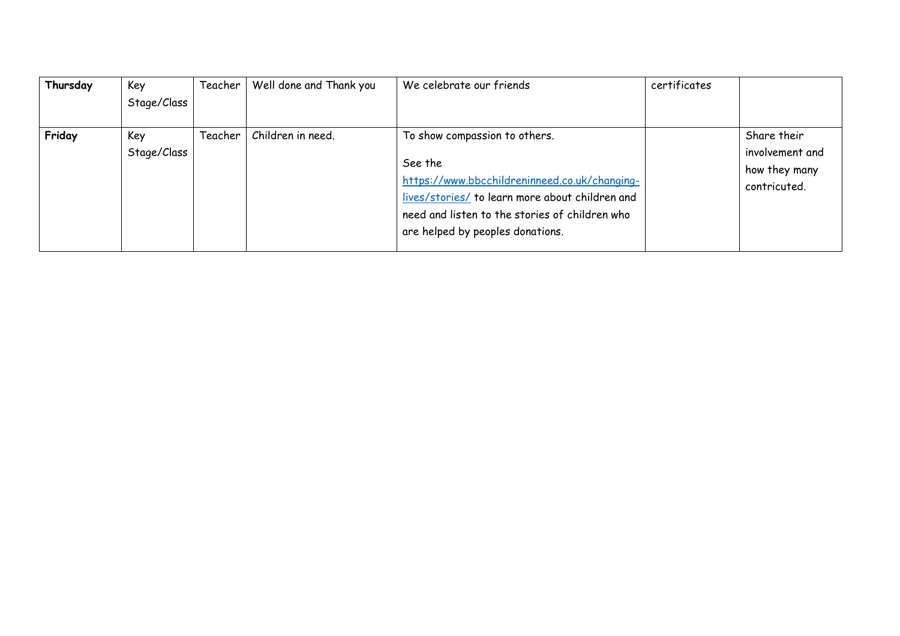| **Thursday** | Key Stage/Class | Teacher | Well done and Thank you | We celebrate our friends | certificates | |
|---|---|---|---|---|---|---|
| **Friday** | Key Stage/Class | Teacher | Children in need. | To show compassion to others.<br><br>See the [https://www.bbcchildreninneed.co.uk/changing-lives/stories/](https://www.bbcchildreninneed.co.uk/changing-lives/stories/) to learn more about children and need and listen to the stories of children who are helped by peoples donations. | | Share their involvement and how they many contricuted. |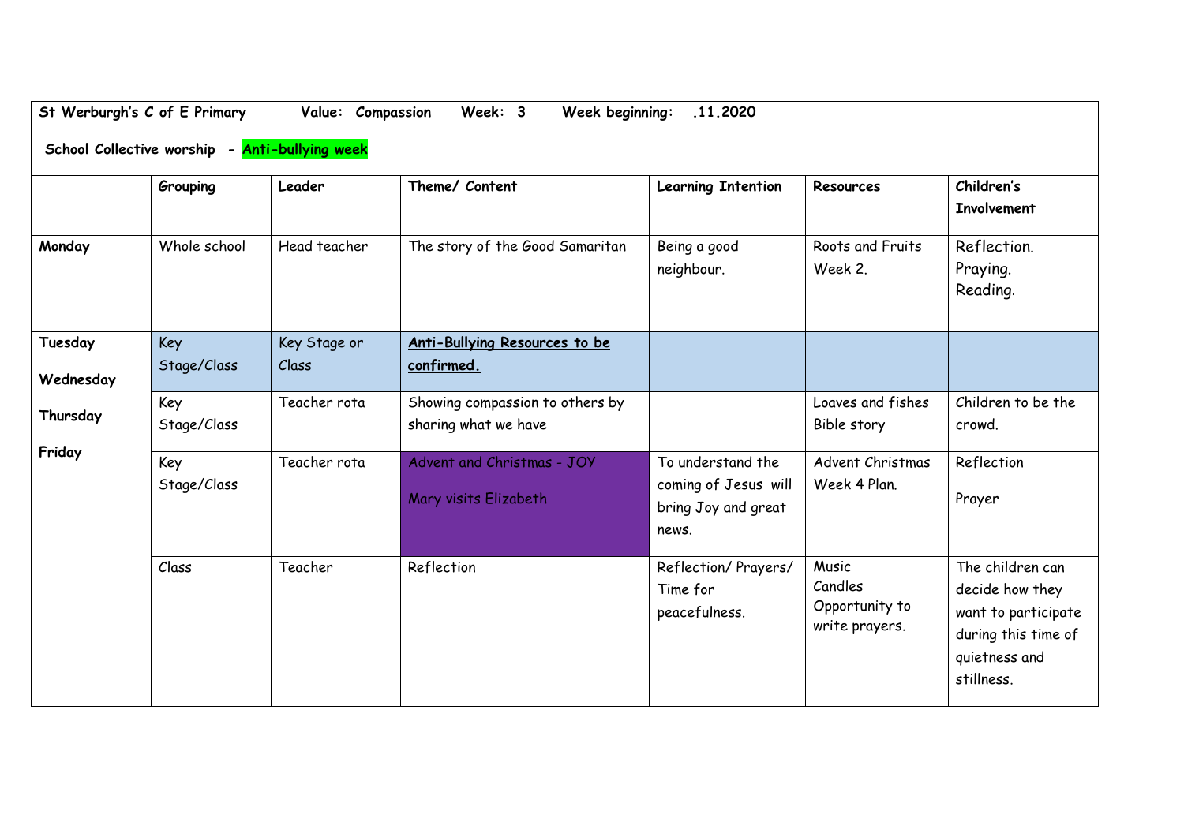**St Werburgh's C of E Primary  Value: Compassion  Week: 3  Week beginning: .11.2020**

**School Collective worship - Anti-bullying week**

| | Grouping | Leader | Theme/ Content | Learning Intention | Resources | Children's Involvement |
|---|---|---|---|---|---|---|
| **Monday** | Whole school | Head teacher | The story of the Good Samaritan | Being a good neighbour. | Roots and Fruits Week 2. | Reflection. Praying. Reading. |
| **Tuesday** | Key Stage/Class | Key Stage or Class | **Anti-Bullying Resources to be confirmed.** | | | |
| **Wednesday** | Key Stage/Class | Teacher rota | Showing compassion to others by sharing what we have | | Loaves and fishes Bible story | Children to be the crowd. |
| **Thursday** | Key Stage/Class | Teacher rota | Advent and Christmas - JOY<br><br>Mary visits Elizabeth | To understand the coming of Jesus will bring Joy and great news. | Advent Christmas Week 4 Plan. | Reflection<br><br>Prayer |
| **Friday** | Class | Teacher | Reflection | Reflection/ Prayers/ Time for peacefulness. | Music<br>Candles<br>Opportunity to write prayers. | The children can decide how they want to participate during this time of quietness and stillness. |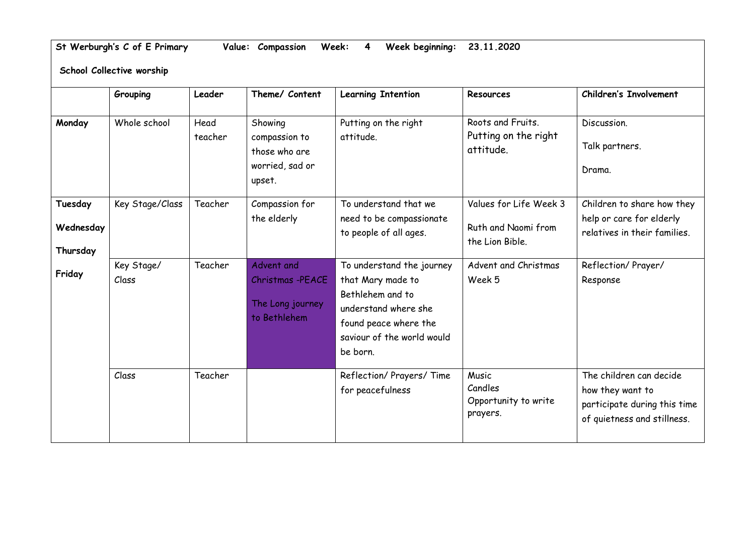**St Werburgh's C of E Primary   Value: Compassion   Week: 4   Week beginning: 23.11.2020**

**School Collective worship**

| | Grouping | Leader | Theme/ Content | Learning Intention | Resources | Children's Involvement |
|---|---|---|---|---|---|---|
| **Monday** | Whole school | Head teacher | Showing compassion to those who are worried, sad or upset. | Putting on the right attitude. | Roots and Fruits. Putting on the right attitude. | Discussion. Talk partners. Drama. |
| **Tuesday** **Wednesday** **Thursday** **Friday** | Key Stage/Class | Teacher | Compassion for the elderly | To understand that we need to be compassionate to people of all ages. | Values for Life Week 3 Ruth and Naomi from the Lion Bible. | Children to share how they help or care for elderly relatives in their families. |
| | Key Stage/ Class | Teacher | Advent and Christmas -PEACE The Long journey to Bethlehem | To understand the journey that Mary made to Bethlehem and to understand where she found peace where the saviour of the world would be born. | Advent and Christmas Week 5 | Reflection/ Prayer/ Response |
| | Class | Teacher | | Reflection/ Prayers/ Time for peacefulness | Music Candles Opportunity to write prayers. | The children can decide how they want to participate during this time of quietness and stillness. |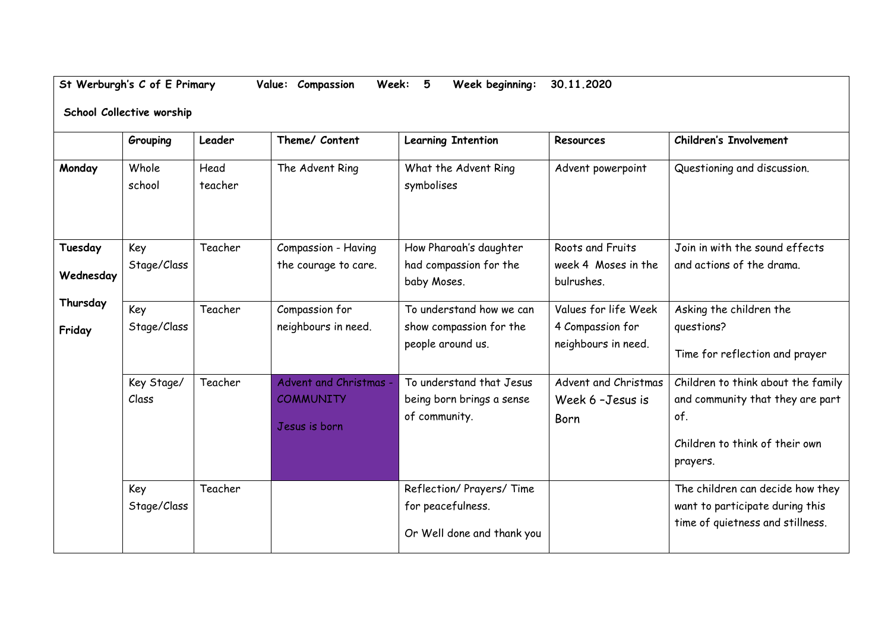**St Werburgh's C of E Primary** **Value: Compassion** **Week: 5** **Week beginning: 30.11.2020**

**School Collective worship**

| | **Grouping** | **Leader** | **Theme/ Content** | **Learning Intention** | **Resources** | **Children's Involvement** |
|---|---|---|---|---|---|---|
| **Monday** | Whole school | Head teacher | The Advent Ring | What the Advent Ring symbolises | Advent powerpoint | Questioning and discussion. |
| **Tuesday** | Key Stage/Class | Teacher | Compassion - Having the courage to care. | How Pharoah's daughter had compassion for the baby Moses. | Roots and Fruits week 4 Moses in the bulrushes. | Join in with the sound effects and actions of the drama. |
| **Wednesday** | Key Stage/Class | Teacher | Compassion for neighbours in need. | To understand how we can show compassion for the people around us. | Values for life Week 4 Compassion for neighbours in need. | Asking the children the questions?<br><br>Time for reflection and prayer |
| **Thursday** | Key Stage/ Class | Teacher | Advent and Christmas - COMMUNITY<br><br>Jesus is born | To understand that Jesus being born brings a sense of community. | Advent and Christmas Week 6 –Jesus is Born | Children to think about the family and community that they are part of.<br><br>Children to think of their own prayers. |
| **Friday** | Key Stage/Class | Teacher | | Reflection/ Prayers/ Time for peacefulness.<br><br>Or Well done and thank you | | The children can decide how they want to participate during this time of quietness and stillness. |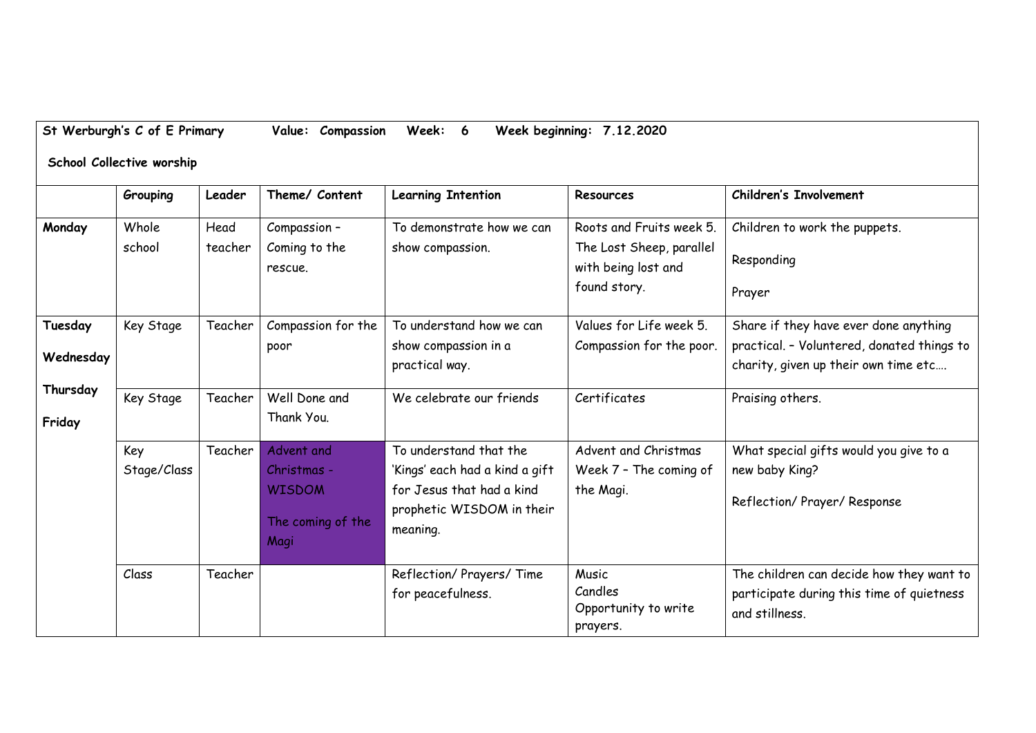**St Werburgh's C of E Primary** **Value: Compassion** **Week: 6** **Week beginning: 7.12.2020**

**School Collective worship**

| | **Grouping** | **Leader** | **Theme/ Content** | **Learning Intention** | **Resources** | **Children's Involvement** |
|---|---|---|---|---|---|---|
| **Monday** | Whole school | Head teacher | Compassion – Coming to the rescue. | To demonstrate how we can show compassion. | Roots and Fruits week 5. The Lost Sheep, parallel with being lost and found story. | Children to work the puppets.<br><br>Responding<br><br>Prayer |
| **Tuesday**<br><br>**Wednesday**<br><br>**Thursday**<br><br>**Friday** | Key Stage | Teacher | Compassion for the poor | To understand how we can show compassion in a practical way. | Values for Life week 5. Compassion for the poor. | Share if they have ever done anything practical. – Volunteered, donated things to charity, given up their own time etc…. |
| | Key Stage | Teacher | Well Done and Thank You. | We celebrate our friends | Certificates | Praising others. |
| | Key Stage/Class | Teacher | Advent and Christmas - WISDOM<br><br>The coming of the Magi | To understand that the 'Kings' each had a kind a gift for Jesus that had a kind prophetic WISDOM in their meaning. | Advent and Christmas Week 7 – The coming of the Magi. | What special gifts would you give to a new baby King?<br><br>Reflection/ Prayer/ Response |
| | Class | Teacher | | Reflection/ Prayers/ Time for peacefulness. | Music<br>Candles<br>Opportunity to write prayers. | The children can decide how they want to participate during this time of quietness and stillness. |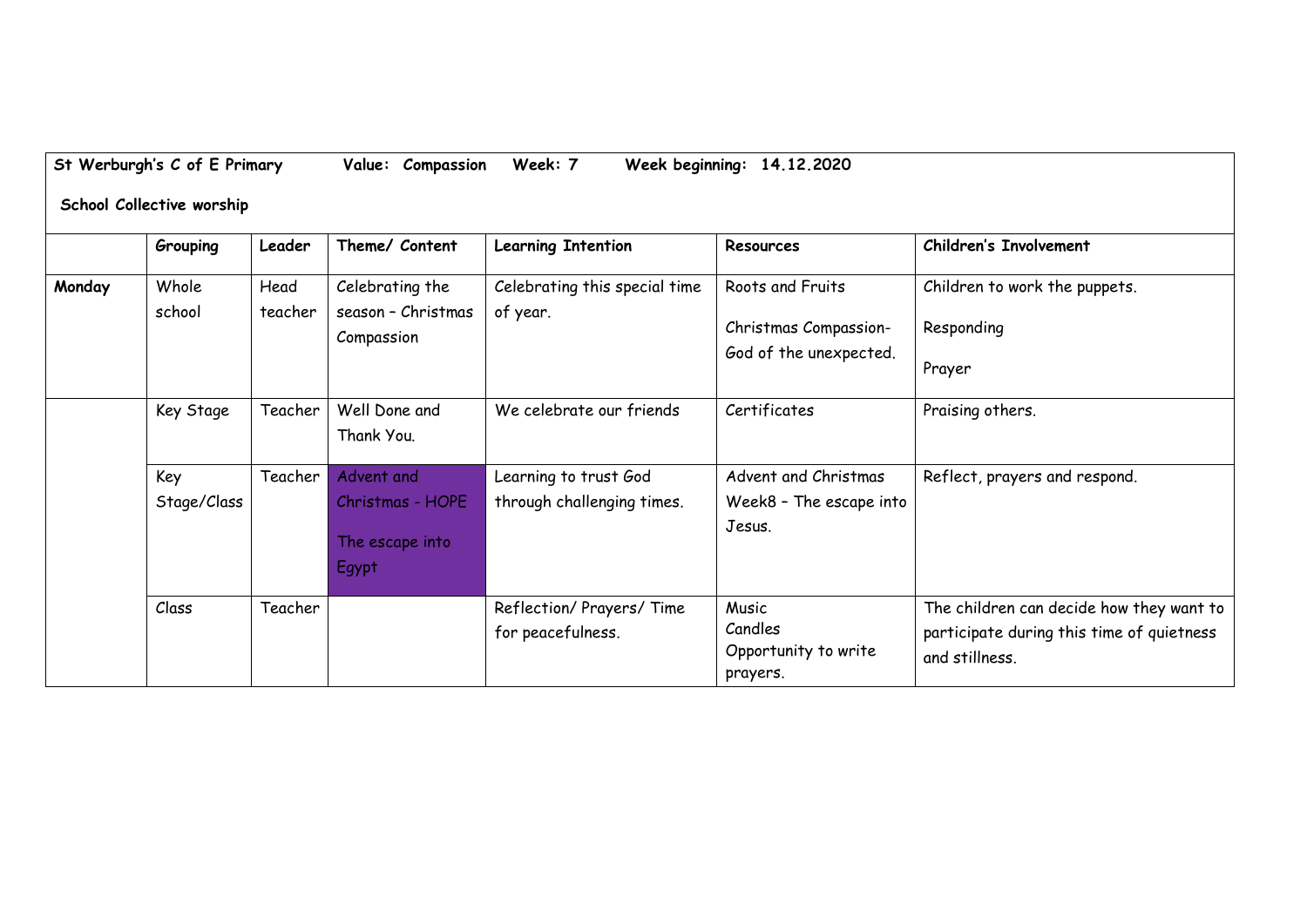**St Werburgh's C of E Primary Value: Compassion Week: 7 Week beginning: 14.12.2020**

**School Collective worship**

| | Grouping | Leader | Theme/ Content | Learning Intention | Resources | Children's Involvement |
|---|---|---|---|---|---|---|
| **Monday** | Whole school | Head teacher | Celebrating the season – Christmas Compassion | Celebrating this special time of year. | Roots and Fruits<br><br>Christmas Compassion- God of the unexpected. | Children to work the puppets.<br><br>Responding<br><br>Prayer |
| | Key Stage | Teacher | Well Done and Thank You. | We celebrate our friends | Certificates | Praising others. |
| | Key Stage/Class | Teacher | Advent and Christmas - HOPE<br><br>The escape into Egypt | Learning to trust God through challenging times. | Advent and Christmas Week8 – The escape into Jesus. | Reflect, prayers and respond. |
| | Class | Teacher | | Reflection/ Prayers/ Time for peacefulness. | Music<br>Candles<br>Opportunity to write prayers. | The children can decide how they want to participate during this time of quietness and stillness. |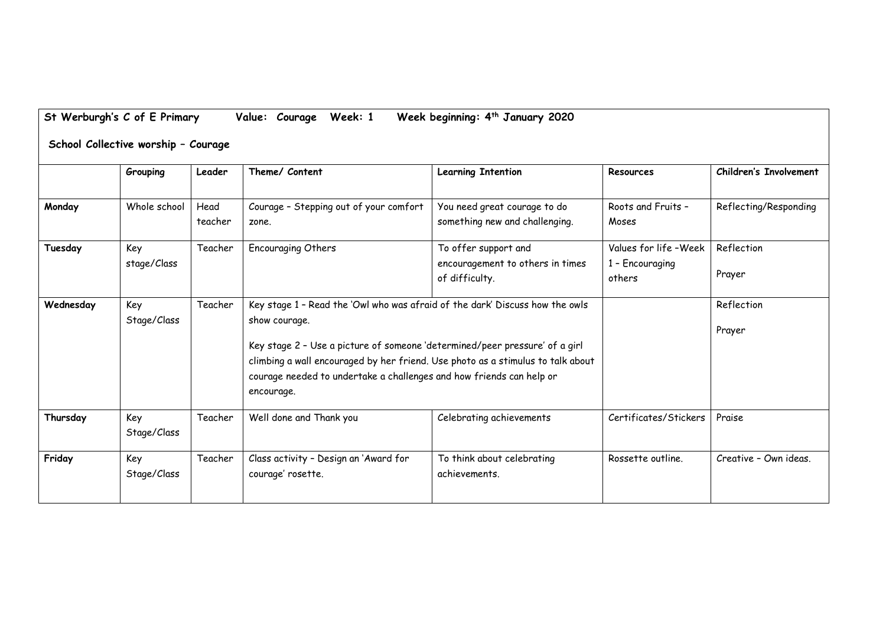**St Werburgh's C of E Primary Value: Courage Week: 1 Week beginning: 4th January 2020**

**School Collective worship – Courage**

| | Grouping | Leader | Theme/ Content | Learning Intention | Resources | Children's Involvement |
|---|---|---|---|---|---|---|
| **Monday** | Whole school | Head teacher | Courage – Stepping out of your comfort zone. | You need great courage to do something new and challenging. | Roots and Fruits – Moses | Reflecting/Responding |
| **Tuesday** | Key stage/Class | Teacher | Encouraging Others | To offer support and encouragement to others in times of difficulty. | Values for life –Week 1 – Encouraging others | Reflection<br><br>Prayer |
| **Wednesday** | Key Stage/Class | Teacher | Key stage 1 – Read the 'Owl who was afraid of the dark' Discuss how the owls show courage.<br><br>Key stage 2 – Use a picture of someone 'determined/peer pressure' of a girl climbing a wall encouraged by her friend. Use photo as a stimulus to talk about courage needed to undertake a challenges and how friends can help or encourage. | | | Reflection<br><br>Prayer |
| **Thursday** | Key Stage/Class | Teacher | Well done and Thank you | Celebrating achievements | Certificates/Stickers | Praise |
| **Friday** | Key Stage/Class | Teacher | Class activity – Design an 'Award for courage' rosette. | To think about celebrating achievements. | Rossette outline. | Creative – Own ideas. |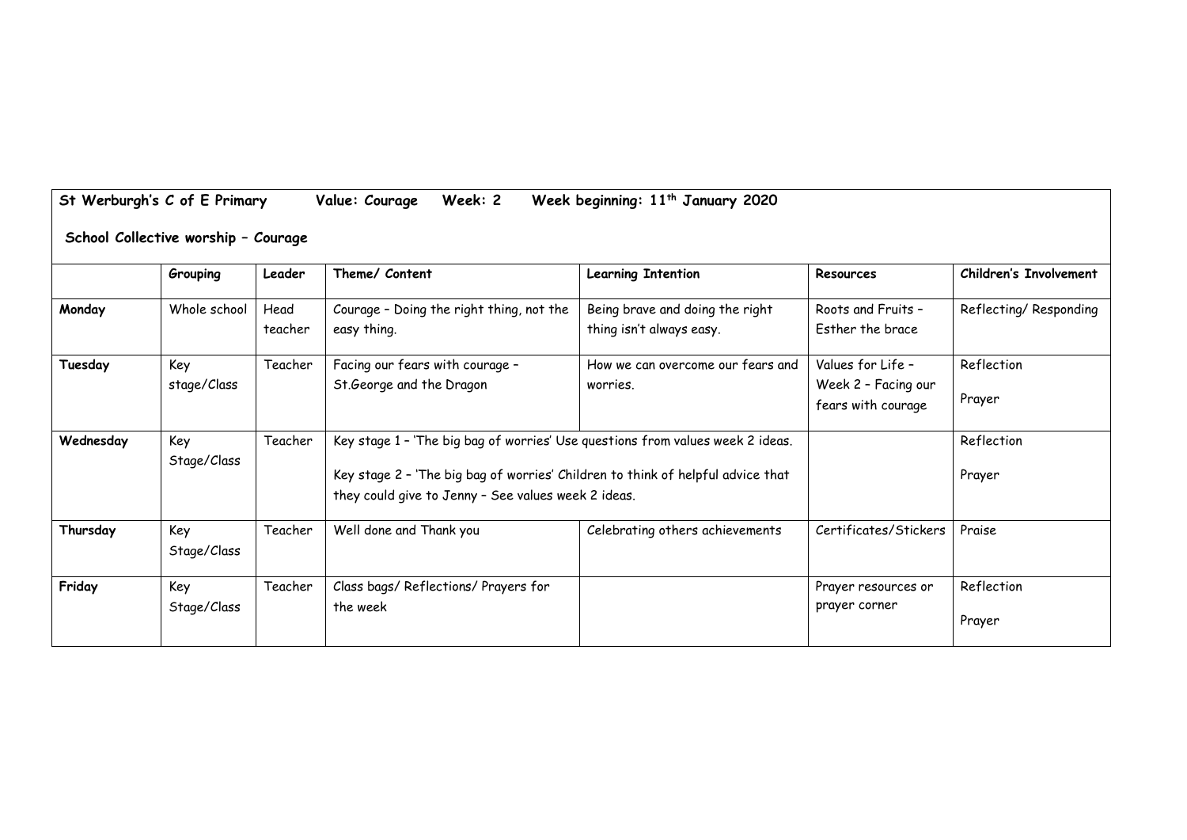**St Werburgh's C of E Primary Value: Courage Week: 2 Week beginning: 11th January 2020**

**School Collective worship – Courage**

| | Grouping | Leader | Theme/ Content | Learning Intention | Resources | Children's Involvement |
|---|---|---|---|---|---|---|
| **Monday** | Whole school | Head teacher | Courage – Doing the right thing, not the easy thing. | Being brave and doing the right thing isn't always easy. | Roots and Fruits – Esther the brace | Reflecting/ Responding |
| **Tuesday** | Key stage/Class | Teacher | Facing our fears with courage – St.George and the Dragon | How we can overcome our fears and worries. | Values for Life – Week 2 – Facing our fears with courage | Reflection<br><br>Prayer |
| **Wednesday** | Key Stage/Class | Teacher | Key stage 1 – 'The big bag of worries' Use questions from values week 2 ideas.<br><br>Key stage 2 – 'The big bag of worries' Children to think of helpful advice that they could give to Jenny – See values week 2 ideas. | | | Reflection<br><br>Prayer |
| **Thursday** | Key Stage/Class | Teacher | Well done and Thank you | Celebrating others achievements | Certificates/Stickers | Praise |
| **Friday** | Key Stage/Class | Teacher | Class bags/ Reflections/ Prayers for the week | | Prayer resources or prayer corner | Reflection<br><br>Prayer |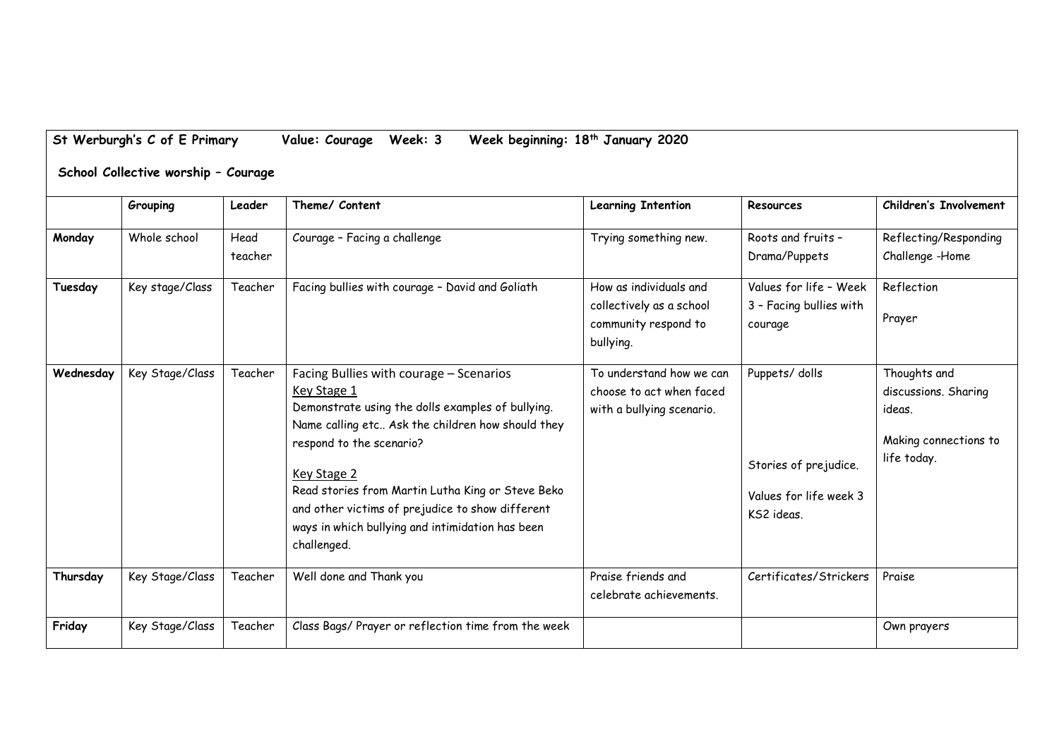**St Werburgh's C of E Primary    Value: Courage    Week: 3    Week beginning: 18th January 2020**

**School Collective worship – Courage**

| | Grouping | Leader | Theme/ Content | Learning Intention | Resources | Children's Involvement |
|---|---|---|---|---|---|---|
| **Monday** | Whole school | Head teacher | Courage – Facing a challenge | Trying something new. | Roots and fruits – Drama/Puppets | Reflecting/Responding Challenge -Home |
| **Tuesday** | Key stage/Class | Teacher | Facing bullies with courage – David and Goliath | How as individuals and collectively as a school community respond to bullying. | Values for life – Week 3 – Facing bullies with courage | Reflection<br><br>Prayer |
| **Wednesday** | Key Stage/Class | Teacher | Facing Bullies with courage – Scenarios<br>Key Stage 1<br>Demonstrate using the dolls examples of bullying. Name calling etc.. Ask the children how should they respond to the scenario?<br><br>Key Stage 2<br>Read stories from Martin Lutha King or Steve Beko and other victims of prejudice to show different ways in which bullying and intimidation has been challenged. | To understand how we can choose to act when faced with a bullying scenario. | Puppets/ dolls<br><br>Stories of prejudice.<br><br>Values for life week 3 KS2 ideas. | Thoughts and discussions. Sharing ideas.<br><br>Making connections to life today. |
| **Thursday** | Key Stage/Class | Teacher | Well done and Thank you | Praise friends and celebrate achievements. | Certificates/Strickers | Praise |
| **Friday** | Key Stage/Class | Teacher | Class Bags/ Prayer or reflection time from the week | | | Own prayers |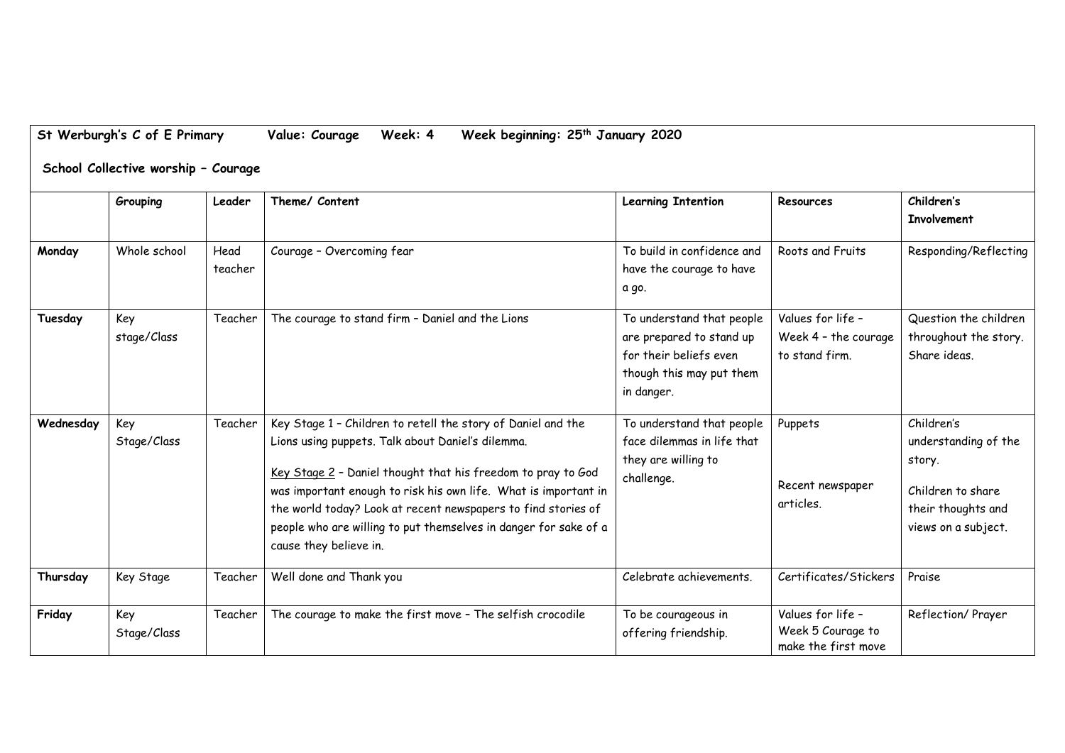**St Werburgh's C of E Primary     Value: Courage     Week: 4     Week beginning: 25th January 2020**

**School Collective worship – Courage**

| | Grouping | Leader | Theme/ Content | Learning Intention | Resources | Children's Involvement |
|---|---|---|---|---|---|---|
| **Monday** | Whole school | Head teacher | Courage – Overcoming fear | To build in confidence and have the courage to have a go. | Roots and Fruits | Responding/Reflecting |
| **Tuesday** | Key stage/Class | Teacher | The courage to stand firm – Daniel and the Lions | To understand that people are prepared to stand up for their beliefs even though this may put them in danger. | Values for life – Week 4 – the courage to stand firm. | Question the children throughout the story. Share ideas. |
| **Wednesday** | Key Stage/Class | Teacher | Key Stage 1 – Children to retell the story of Daniel and the Lions using puppets. Talk about Daniel's dilemma.<br><br><u>Key Stage 2</u> – Daniel thought that his freedom to pray to God was important enough to risk his own life. What is important in the world today? Look at recent newspapers to find stories of people who are willing to put themselves in danger for sake of a cause they believe in. | To understand that people face dilemmas in life that they are willing to challenge. | Puppets<br><br>Recent newspaper articles. | Children's understanding of the story.<br><br>Children to share their thoughts and views on a subject. |
| **Thursday** | Key Stage | Teacher | Well done and Thank you | Celebrate achievements. | Certificates/Stickers | Praise |
| **Friday** | Key Stage/Class | Teacher | The courage to make the first move – The selfish crocodile | To be courageous in offering friendship. | Values for life – Week 5 Courage to make the first move | Reflection/ Prayer |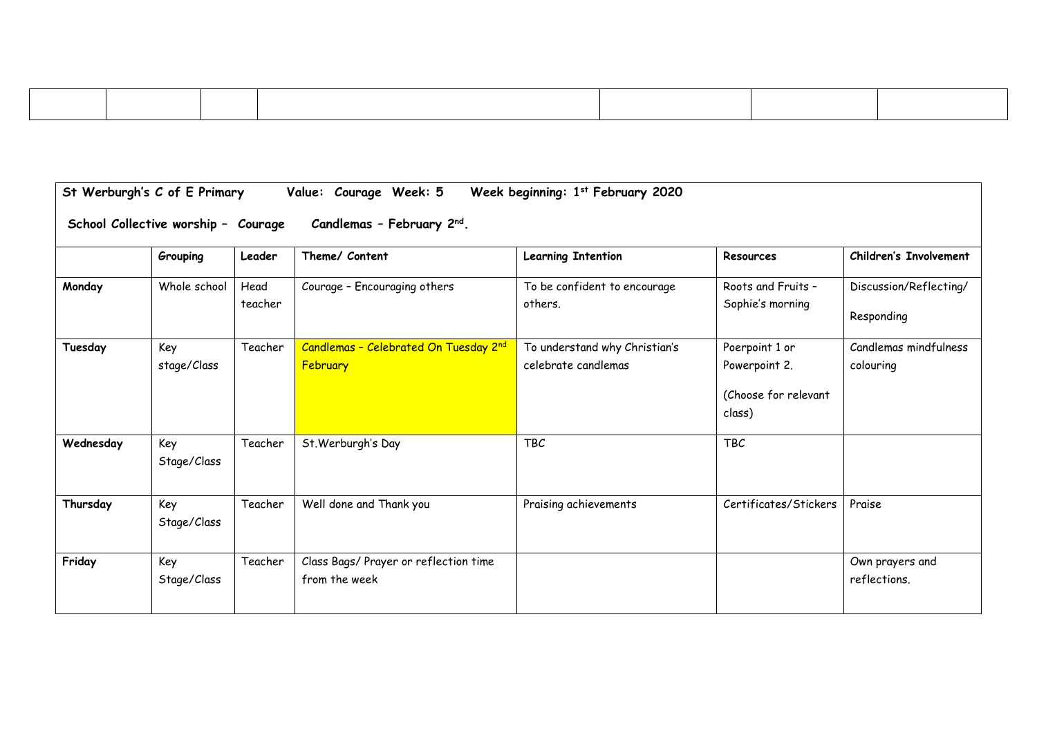| | | | | | | |
|---|---|---|---|---|---|---|
| | | | | | | |

**St Werburgh's C of E Primary Value: Courage Week: 5 Week beginning: 1st February 2020**

**School Collective worship – Courage Candlemas – February 2nd.**

| | Grouping | Leader | Theme/ Content | Learning Intention | Resources | Children's Involvement |
|---|---|---|---|---|---|---|
| **Monday** | Whole school | Head teacher | Courage – Encouraging others | To be confident to encourage others. | Roots and Fruits – Sophie's morning | Discussion/Reflecting/ Responding |
| **Tuesday** | Key stage/Class | Teacher | Candlemas – Celebrated On Tuesday 2nd February | To understand why Christian's celebrate candlemas | Poerpoint 1 or Powerpoint 2. (Choose for relevant class) | Candlemas mindfulness colouring |
| **Wednesday** | Key Stage/Class | Teacher | St.Werburgh's Day | TBC | TBC | |
| **Thursday** | Key Stage/Class | Teacher | Well done and Thank you | Praising achievements | Certificates/Stickers | Praise |
| **Friday** | Key Stage/Class | Teacher | Class Bags/ Prayer or reflection time from the week | | | Own prayers and reflections. |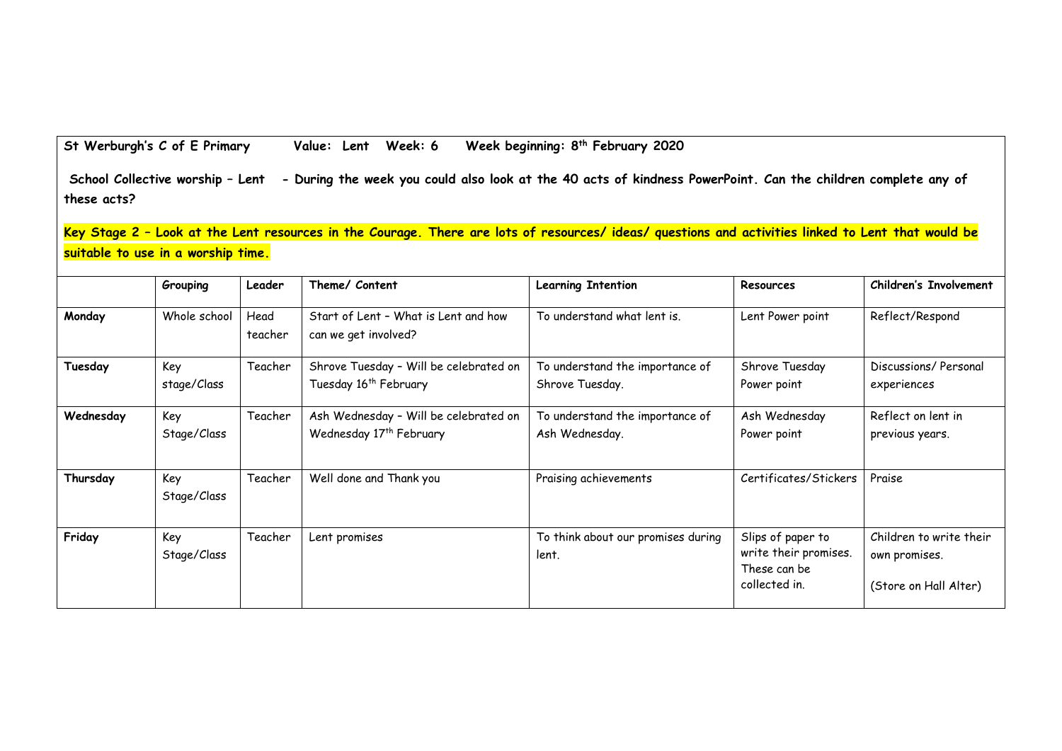**St Werburgh's C of E Primary  Value: Lent  Week: 6  Week beginning: 8th February 2020**

**School Collective worship – Lent  - During the week you could also look at the 40 acts of kindness PowerPoint. Can the children complete any of these acts?**

**Key Stage 2 – Look at the Lent resources in the Courage. There are lots of resources/ ideas/ questions and activities linked to Lent that would be suitable to use in a worship time.**

| | Grouping | Leader | Theme/ Content | Learning Intention | Resources | Children's Involvement |
|---|---|---|---|---|---|---|
| **Monday** | Whole school | Head teacher | Start of Lent – What is Lent and how can we get involved? | To understand what lent is. | Lent Power point | Reflect/Respond |
| **Tuesday** | Key stage/Class | Teacher | Shrove Tuesday – Will be celebrated on Tuesday 16th February | To understand the importance of Shrove Tuesday. | Shrove Tuesday Power point | Discussions/ Personal experiences |
| **Wednesday** | Key Stage/Class | Teacher | Ash Wednesday – Will be celebrated on Wednesday 17th February | To understand the importance of Ash Wednesday. | Ash Wednesday Power point | Reflect on lent in previous years. |
| **Thursday** | Key Stage/Class | Teacher | Well done and Thank you | Praising achievements | Certificates/Stickers | Praise |
| **Friday** | Key Stage/Class | Teacher | Lent promises | To think about our promises during lent. | Slips of paper to write their promises. These can be collected in. | Children to write their own promises. (Store on Hall Alter) |